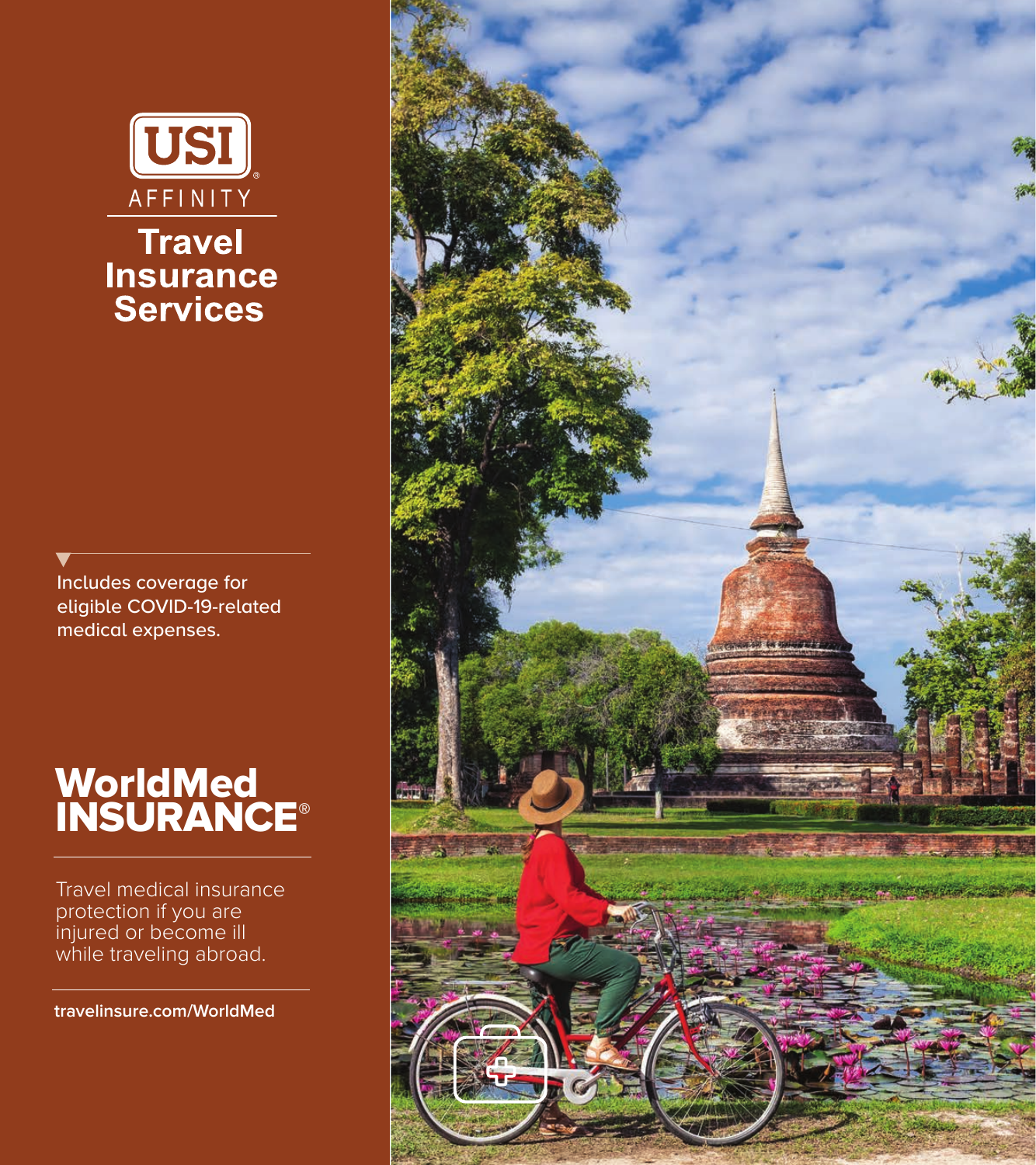USI AFFINITY

# Travel Insurance Services

Includes coverage for eligible COVID-19-related medical expenses.

## WorldMed INSURANCE®

Travel medical insurance protection if you are injured or become ill while traveling abroad.

travelinsure.com/WorldMed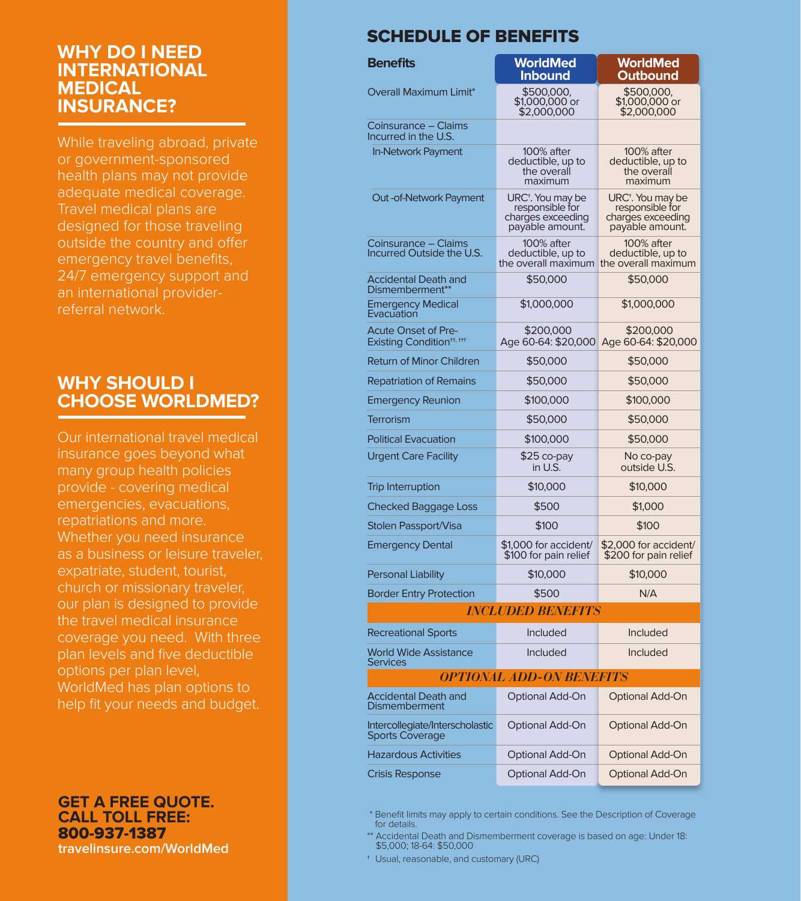## WHY DO I NEED INTERNATIONAL MEDICAL INSURANCE?

While traveling abroad, private or government-sponsored health plans may not provide adequate medical coverage. Travel medical plans are designed for those traveling outside the country and offer emergency travel benefits, 24/7 emergency support and an international provider-referral network.

## WHY SHOULD I CHOOSE WORLDMED?

Our international travel medical insurance goes beyond what many group health policies provide - covering medical emergencies, evacuations, repatriations and more. Whether you need insurance as a business or leisure traveler, expatriate, student, tourist, church or missionary traveler, our plan is designed to provide the travel medical insurance coverage you need. With three plan levels and five deductible options per plan level, WorldMed has plan options to help fit your needs and budget.

**GET A FREE QUOTE.**
**CALL TOLL FREE:**
**800-937-1387**
**travelinsure.com/WorldMed**

## SCHEDULE OF BENEFITS

| Benefits | WorldMed Inbound | WorldMed Outbound |
|---|---|---|
| Overall Maximum Limit* | $500,000, $1,000,000 or $2,000,000 | $500,000, $1,000,000 or $2,000,000 |
| Coinsurance – Claims Incurred in the U.S. | | |
| In-Network Payment | 100% after deductible, up to the overall maximum | 100% after deductible, up to the overall maximum |
| Out-of-Network Payment | URC†. You may be responsible for charges exceeding payable amount. | URC†. You may be responsible for charges exceeding payable amount. |
| Coinsurance – Claims Incurred Outside the U.S. | 100% after deductible, up to the overall maximum | 100% after deductible, up to the overall maximum |
| Accidental Death and Dismemberment** | $50,000 | $50,000 |
| Emergency Medical Evacuation | $1,000,000 | $1,000,000 |
| Acute Onset of Pre-Existing Condition††, ††† | $200,000 Age 60-64: $20,000 | $200,000 Age 60-64: $20,000 |
| Return of Minor Children | $50,000 | $50,000 |
| Repatriation of Remains | $50,000 | $50,000 |
| Emergency Reunion | $100,000 | $100,000 |
| Terrorism | $50,000 | $50,000 |
| Political Evacuation | $100,000 | $50,000 |
| Urgent Care Facility | $25 co-pay in U.S. | No co-pay outside U.S. |
| Trip Interruption | $10,000 | $10,000 |
| Checked Baggage Loss | $500 | $1,000 |
| Stolen Passport/Visa | $100 | $100 |
| Emergency Dental | $1,000 for accident/ $100 for pain relief | $2,000 for accident/ $200 for pain relief |
| Personal Liability | $10,000 | $10,000 |
| Border Entry Protection | $500 | N/A |
| ***INCLUDED BENEFITS*** | | |
| Recreational Sports | Included | Included |
| World Wide Assistance Services | Included | Included |
| ***OPTIONAL ADD-ON BENEFITS*** | | |
| Accidental Death and Dismemberment | Optional Add-On | Optional Add-On |
| Intercollegiate/Interscholastic Sports Coverage | Optional Add-On | Optional Add-On |
| Hazardous Activities | Optional Add-On | Optional Add-On |
| Crisis Response | Optional Add-On | Optional Add-On |

\* Benefit limits may apply to certain conditions. See the Description of Coverage for details.

** Accidental Death and Dismemberment coverage is based on age: Under 18: $5,000; 18-64: $50,000

† Usual, reasonable, and customary (URC)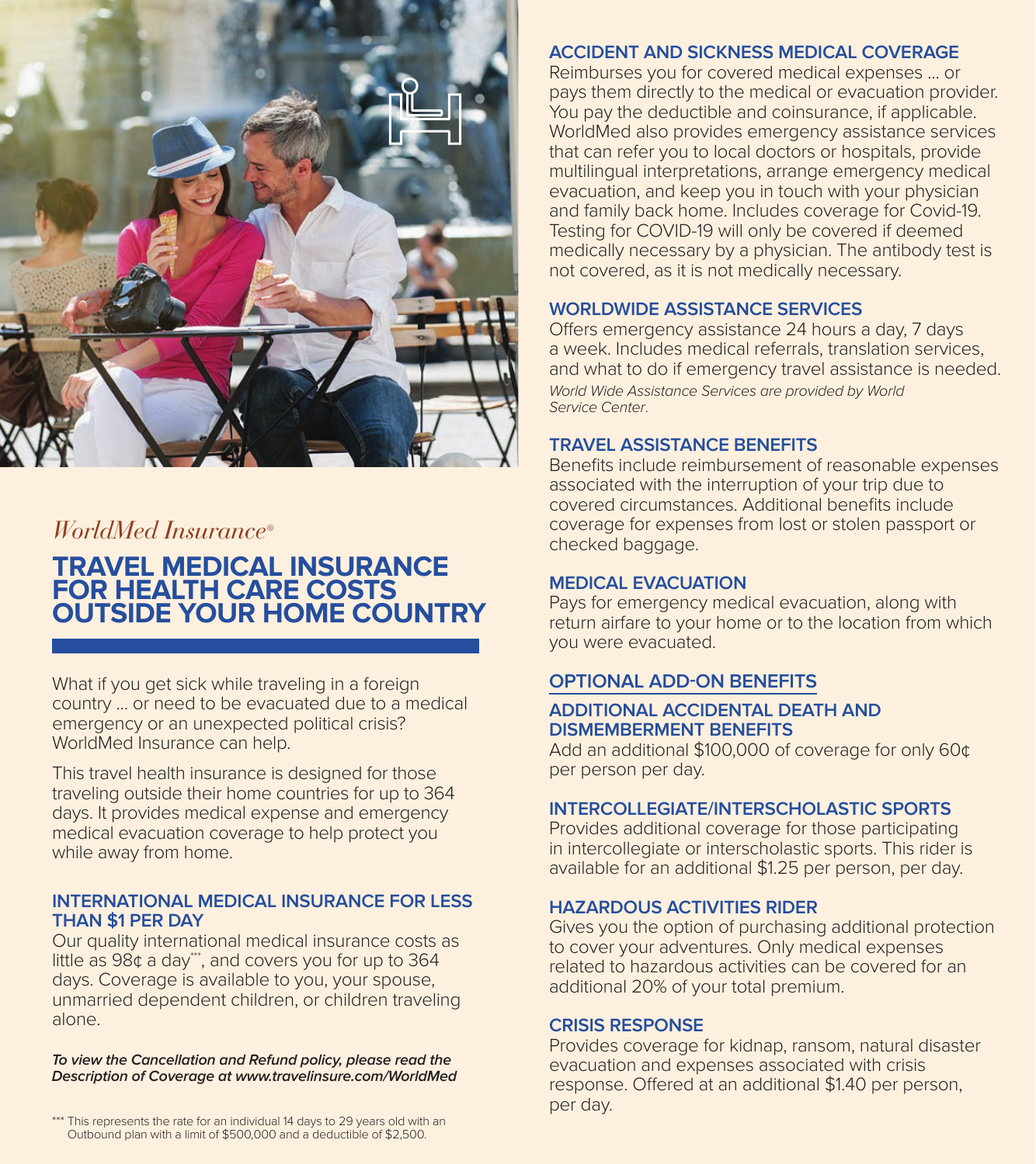*WorldMed Insurance®*

# TRAVEL MEDICAL INSURANCE FOR HEALTH CARE COSTS OUTSIDE YOUR HOME COUNTRY

What if you get sick while traveling in a foreign country … or need to be evacuated due to a medical emergency or an unexpected political crisis? WorldMed Insurance can help.

This travel health insurance is designed for those traveling outside their home countries for up to 364 days. It provides medical expense and emergency medical evacuation coverage to help protect you while away from home.

### INTERNATIONAL MEDICAL INSURANCE FOR LESS THAN $1 PER DAY

Our quality international medical insurance costs as little as 98¢ a day***, and covers you for up to 364 days. Coverage is available to you, your spouse, unmarried dependent children, or children traveling alone.

***To view the Cancellation and Refund policy, please read the Description of Coverage at www.travelinsure.com/WorldMed***

*** This represents the rate for an individual 14 days to 29 years old with an Outbound plan with a limit of $500,000 and a deductible of $2,500.

### ACCIDENT AND SICKNESS MEDICAL COVERAGE

Reimburses you for covered medical expenses … or pays them directly to the medical or evacuation provider. You pay the deductible and coinsurance, if applicable. WorldMed also provides emergency assistance services that can refer you to local doctors or hospitals, provide multilingual interpretations, arrange emergency medical evacuation, and keep you in touch with your physician and family back home. Includes coverage for Covid-19. Testing for COVID-19 will only be covered if deemed medically necessary by a physician. The antibody test is not covered, as it is not medically necessary.

### WORLDWIDE ASSISTANCE SERVICES

Offers emergency assistance 24 hours a day, 7 days a week. Includes medical referrals, translation services, and what to do if emergency travel assistance is needed.

*World Wide Assistance Services are provided by World Service Center.*

### TRAVEL ASSISTANCE BENEFITS

Benefits include reimbursement of reasonable expenses associated with the interruption of your trip due to covered circumstances. Additional benefits include coverage for expenses from lost or stolen passport or checked baggage.

### MEDICAL EVACUATION

Pays for emergency medical evacuation, along with return airfare to your home or to the location from which you were evacuated.

## OPTIONAL ADD-ON BENEFITS

### ADDITIONAL ACCIDENTAL DEATH AND DISMEMBERMENT BENEFITS

Add an additional $100,000 of coverage for only 60¢ per person per day.

### INTERCOLLEGIATE/INTERSCHOLASTIC SPORTS

Provides additional coverage for those participating in intercollegiate or interscholastic sports. This rider is available for an additional $1.25 per person, per day.

### HAZARDOUS ACTIVITIES RIDER

Gives you the option of purchasing additional protection to cover your adventures. Only medical expenses related to hazardous activities can be covered for an additional 20% of your total premium.

### CRISIS RESPONSE

Provides coverage for kidnap, ransom, natural disaster evacuation and expenses associated with crisis response. Offered at an additional $1.40 per person, per day.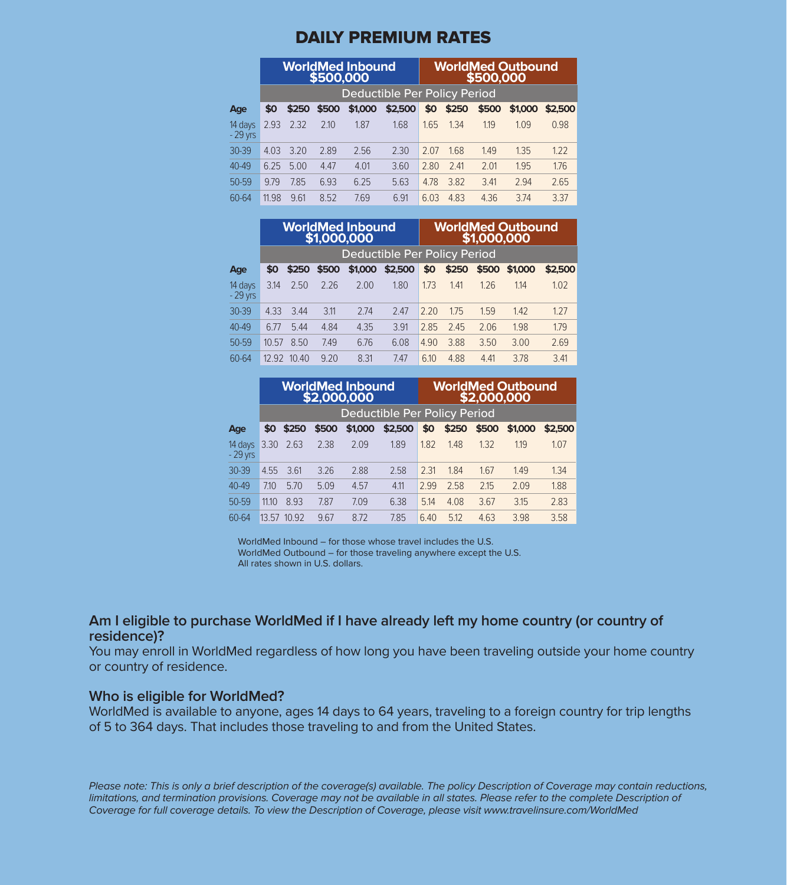# DAILY PREMIUM RATES

| | WorldMed Inbound $500,000 | | | | | WorldMed Outbound $500,000 | | | | |
|---|---|---|---|---|---|---|---|---|---|---|
| | Deductible Per Policy Period | | | | | | | | | |
| **Age** | **$0** | **$250** | **$500** | **$1,000** | **$2,500** | **$0** | **$250** | **$500** | **$1,000** | **$2,500** |
| 14 days - 29 yrs | 2.93 | 2.32 | 2.10 | 1.87 | 1.68 | 1.65 | 1.34 | 1.19 | 1.09 | 0.98 |
| 30-39 | 4.03 | 3.20 | 2.89 | 2.56 | 2.30 | 2.07 | 1.68 | 1.49 | 1.35 | 1.22 |
| 40-49 | 6.25 | 5.00 | 4.47 | 4.01 | 3.60 | 2.80 | 2.41 | 2.01 | 1.95 | 1.76 |
| 50-59 | 9.79 | 7.85 | 6.93 | 6.25 | 5.63 | 4.78 | 3.82 | 3.41 | 2.94 | 2.65 |
| 60-64 | 11.98 | 9.61 | 8.52 | 7.69 | 6.91 | 6.03 | 4.83 | 4.36 | 3.74 | 3.37 |

| | WorldMed Inbound $1,000,000 | | | | | WorldMed Outbound $1,000,000 | | | | |
|---|---|---|---|---|---|---|---|---|---|---|
| | Deductible Per Policy Period | | | | | | | | | |
| **Age** | **$0** | **$250** | **$500** | **$1,000** | **$2,500** | **$0** | **$250** | **$500** | **$1,000** | **$2,500** |
| 14 days - 29 yrs | 3.14 | 2.50 | 2.26 | 2.00 | 1.80 | 1.73 | 1.41 | 1.26 | 1.14 | 1.02 |
| 30-39 | 4.33 | 3.44 | 3.11 | 2.74 | 2.47 | 2.20 | 1.75 | 1.59 | 1.42 | 1.27 |
| 40-49 | 6.77 | 5.44 | 4.84 | 4.35 | 3.91 | 2.85 | 2.45 | 2.06 | 1.98 | 1.79 |
| 50-59 | 10.57 | 8.50 | 7.49 | 6.76 | 6.08 | 4.90 | 3.88 | 3.50 | 3.00 | 2.69 |
| 60-64 | 12.92 | 10.40 | 9.20 | 8.31 | 7.47 | 6.10 | 4.88 | 4.41 | 3.78 | 3.41 |

| | WorldMed Inbound $2,000,000 | | | | | WorldMed Outbound $2,000,000 | | | | |
|---|---|---|---|---|---|---|---|---|---|---|
| | Deductible Per Policy Period | | | | | | | | | |
| **Age** | **$0** | **$250** | **$500** | **$1,000** | **$2,500** | **$0** | **$250** | **$500** | **$1,000** | **$2,500** |
| 14 days - 29 yrs | 3.30 | 2.63 | 2.38 | 2.09 | 1.89 | 1.82 | 1.48 | 1.32 | 1.19 | 1.07 |
| 30-39 | 4.55 | 3.61 | 3.26 | 2.88 | 2.58 | 2.31 | 1.84 | 1.67 | 1.49 | 1.34 |
| 40-49 | 7.10 | 5.70 | 5.09 | 4.57 | 4.11 | 2.99 | 2.58 | 2.15 | 2.09 | 1.88 |
| 50-59 | 11.10 | 8.93 | 7.87 | 7.09 | 6.38 | 5.14 | 4.08 | 3.67 | 3.15 | 2.83 |
| 60-64 | 13.57 | 10.92 | 9.67 | 8.72 | 7.85 | 6.40 | 5.12 | 4.63 | 3.98 | 3.58 |

WorldMed Inbound – for those whose travel includes the U.S.
WorldMed Outbound – for those traveling anywhere except the U.S.
All rates shown in U.S. dollars.

### Am I eligible to purchase WorldMed if I have already left my home country (or country of residence)?

You may enroll in WorldMed regardless of how long you have been traveling outside your home country or country of residence.

### Who is eligible for WorldMed?

WorldMed is available to anyone, ages 14 days to 64 years, traveling to a foreign country for trip lengths of 5 to 364 days. That includes those traveling to and from the United States.

*Please note: This is only a brief description of the coverage(s) available. The policy Description of Coverage may contain reductions, limitations, and termination provisions. Coverage may not be available in all states. Please refer to the complete Description of Coverage for full coverage details. To view the Description of Coverage, please visit www.travelinsure.com/WorldMed*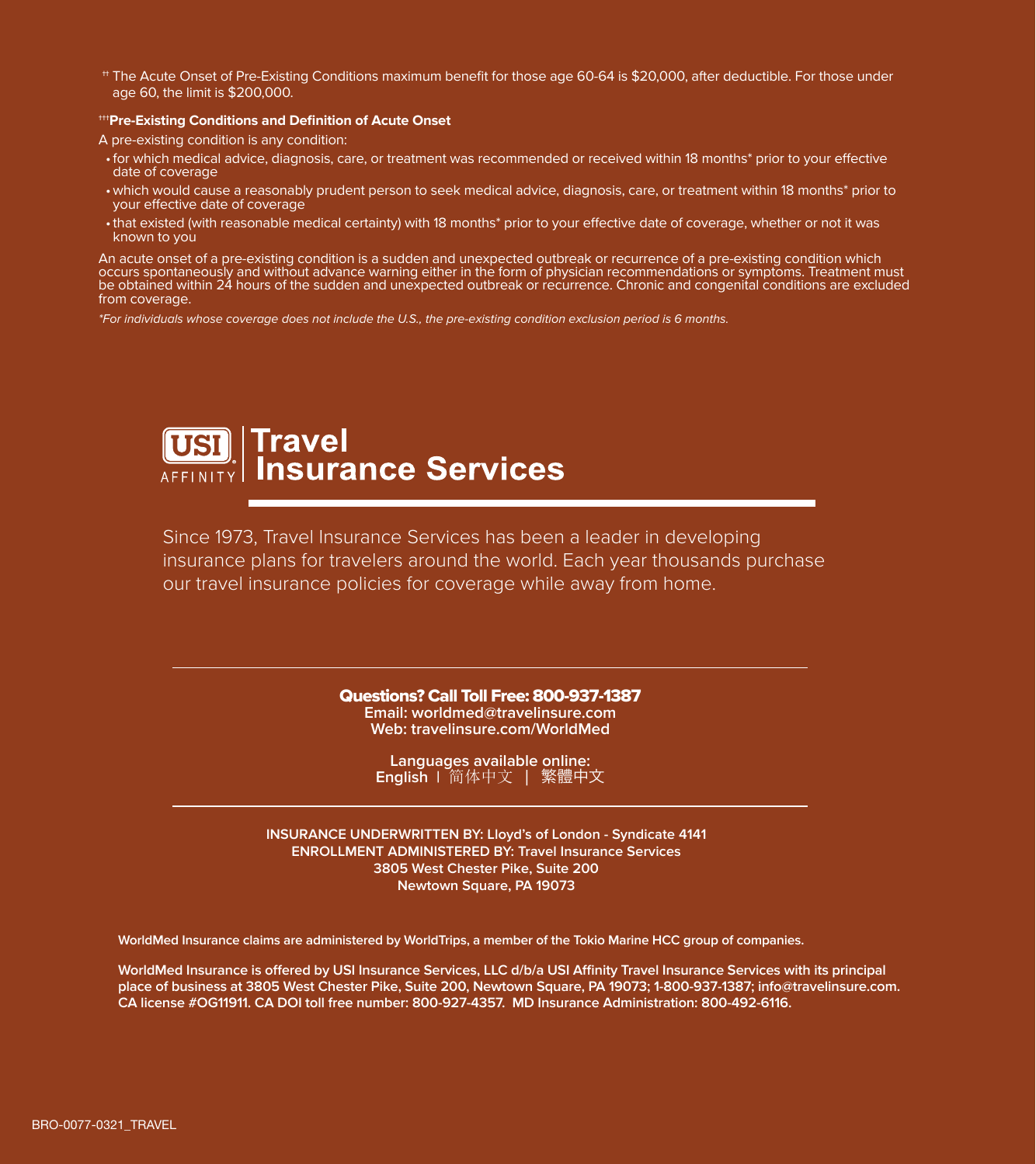†† The Acute Onset of Pre-Existing Conditions maximum benefit for those age 60-64 is $20,000, after deductible. For those under age 60, the limit is $200,000.

†††**Pre-Existing Conditions and Definition of Acute Onset**

A pre-existing condition is any condition:

- for which medical advice, diagnosis, care, or treatment was recommended or received within 18 months* prior to your effective date of coverage
- which would cause a reasonably prudent person to seek medical advice, diagnosis, care, or treatment within 18 months* prior to your effective date of coverage
- that existed (with reasonable medical certainty) with 18 months* prior to your effective date of coverage, whether or not it was known to you

An acute onset of a pre-existing condition is a sudden and unexpected outbreak or recurrence of a pre-existing condition which occurs spontaneously and without advance warning either in the form of physician recommendations or symptoms. Treatment must be obtained within 24 hours of the sudden and unexpected outbreak or recurrence. Chronic and congenital conditions are excluded from coverage.

*\*For individuals whose coverage does not include the U.S., the pre-existing condition exclusion period is 6 months.*

# USI AFFINITY | Travel Insurance Services

Since 1973, Travel Insurance Services has been a leader in developing insurance plans for travelers around the world. Each year thousands purchase our travel insurance policies for coverage while away from home.

**Questions? Call Toll Free: 800-937-1387**
**Email: worldmed@travelinsure.com**
**Web: travelinsure.com/WorldMed**

**Languages available online:**
**English** | 简体中文 | 繁體中文

**INSURANCE UNDERWRITTEN BY: Lloyd's of London - Syndicate 4141**
**ENROLLMENT ADMINISTERED BY: Travel Insurance Services**
**3805 West Chester Pike, Suite 200**
**Newtown Square, PA 19073**

**WorldMed Insurance claims are administered by WorldTrips, a member of the Tokio Marine HCC group of companies.**

**WorldMed Insurance is offered by USI Insurance Services, LLC d/b/a USI Affinity Travel Insurance Services with its principal place of business at 3805 West Chester Pike, Suite 200, Newtown Square, PA 19073; 1-800-937-1387; info@travelinsure.com. CA license #OG11911. CA DOI toll free number: 800-927-4357. MD Insurance Administration: 800-492-6116.**

BRO-0077-0321_TRAVEL